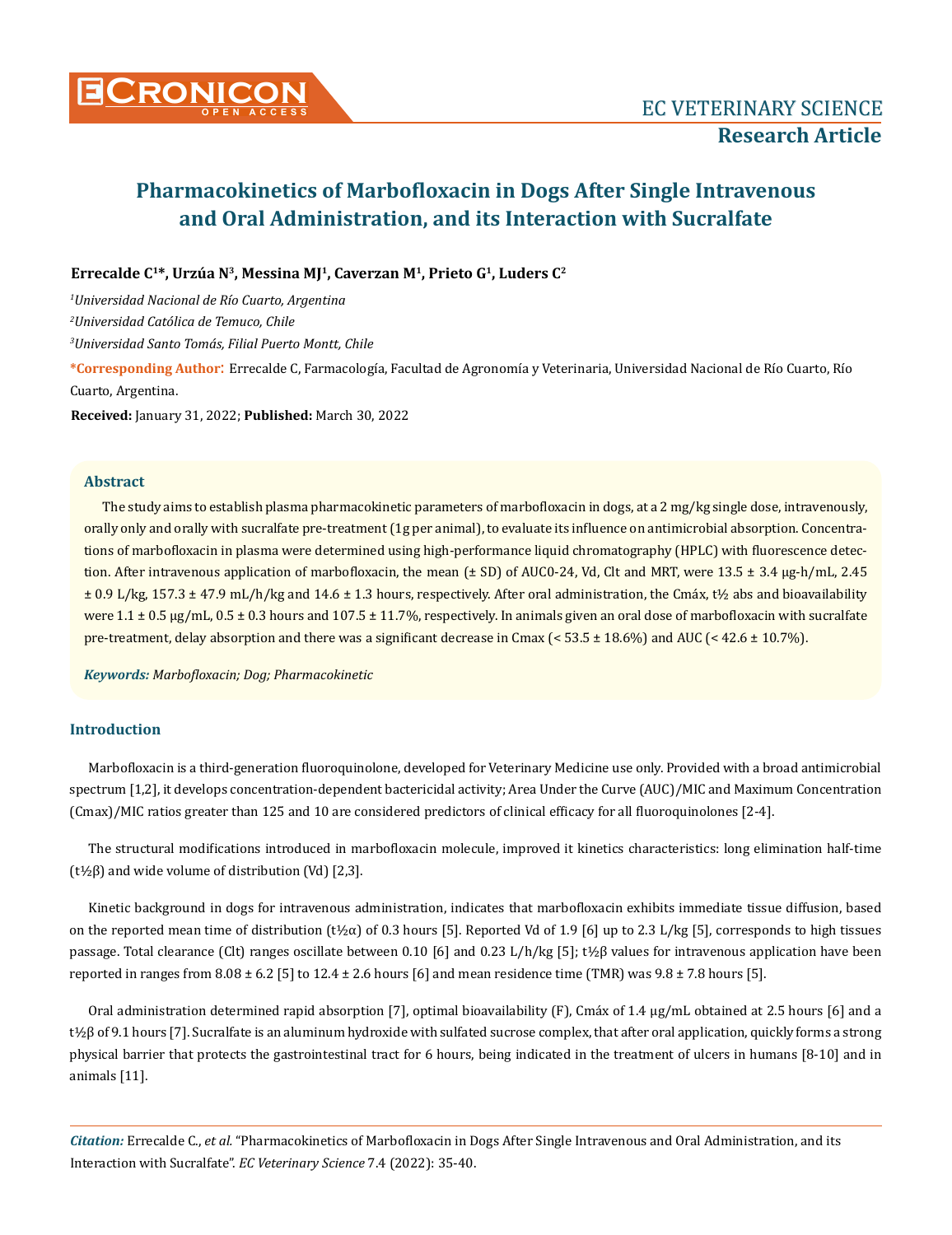# Pharmacokinetics of Marbofloxacin in Dogs After Single Intravenous and Oral Administration, and its Interaction with Sucralfate

**Errecalde C[1]*, Urzúa N[3], Messina MJ[1], Caverzan M[1], Prieto G[1], Luders C[2]**

*[1]Universidad Nacional de Río Cuarto, Argentina*

*[2]Universidad Católica de Temuco, Chile*

*[3]Universidad Santo Tomás, Filial Puerto Montt, Chile*

**\*Corresponding Author:** Errecalde C, Farmacología, Facultad de Agronomía y Veterinaria, Universidad Nacional de Río Cuarto, Río Cuarto, Argentina.

**Received:** January 31, 2022; **Published:** March 30, 2022

## Abstract

The study aims to establish plasma pharmacokinetic parameters of marbofloxacin in dogs, at a 2 mg/kg single dose, intravenously, orally only and orally with sucralfate pre-treatment (1g per animal), to evaluate its influence on antimicrobial absorption. Concentrations of marbofloxacin in plasma were determined using high-performance liquid chromatography (HPLC) with fluorescence detection. After intravenous application of marbofloxacin, the mean (± SD) of AUC0-24, Vd, Clt and MRT, were 13.5 ± 3.4 μg-h/mL, 2.45 ± 0.9 L/kg, 157.3 ± 47.9 mL/h/kg and 14.6 ± 1.3 hours, respectively. After oral administration, the Cmáx, t½ abs and bioavailability were 1.1 ± 0.5 μg/mL, 0.5 ± 0.3 hours and 107.5 ± 11.7%, respectively. In animals given an oral dose of marbofloxacin with sucralfate pre-treatment, delay absorption and there was a significant decrease in Cmax (< 53.5 ± 18.6%) and AUC (< 42.6 ± 10.7%).

***Keywords:*** *Marbofloxacin; Dog; Pharmacokinetic*

## Introduction

Marbofloxacin is a third-generation fluoroquinolone, developed for Veterinary Medicine use only. Provided with a broad antimicrobial spectrum [1,2], it develops concentration-dependent bactericidal activity; Area Under the Curve (AUC)/MIC and Maximum Concentration (Cmax)/MIC ratios greater than 125 and 10 are considered predictors of clinical efficacy for all fluoroquinolones [2-4].

The structural modifications introduced in marbofloxacin molecule, improved it kinetics characteristics: long elimination half-time (t½β) and wide volume of distribution (Vd) [2,3].

Kinetic background in dogs for intravenous administration, indicates that marbofloxacin exhibits immediate tissue diffusion, based on the reported mean time of distribution (t½α) of 0.3 hours [5]. Reported Vd of 1.9 [6] up to 2.3 L/kg [5], corresponds to high tissues passage. Total clearance (Clt) ranges oscillate between 0.10 [6] and 0.23 L/h/kg [5]; t½β values for intravenous application have been reported in ranges from 8.08 ± 6.2 [5] to 12.4 ± 2.6 hours [6] and mean residence time (TMR) was 9.8 ± 7.8 hours [5].

Oral administration determined rapid absorption [7], optimal bioavailability (F), Cmáx of 1.4 μg/mL obtained at 2.5 hours [6] and a t½β of 9.1 hours [7]. Sucralfate is an aluminum hydroxide with sulfated sucrose complex, that after oral application, quickly forms a strong physical barrier that protects the gastrointestinal tract for 6 hours, being indicated in the treatment of ulcers in humans [8-10] and in animals [11].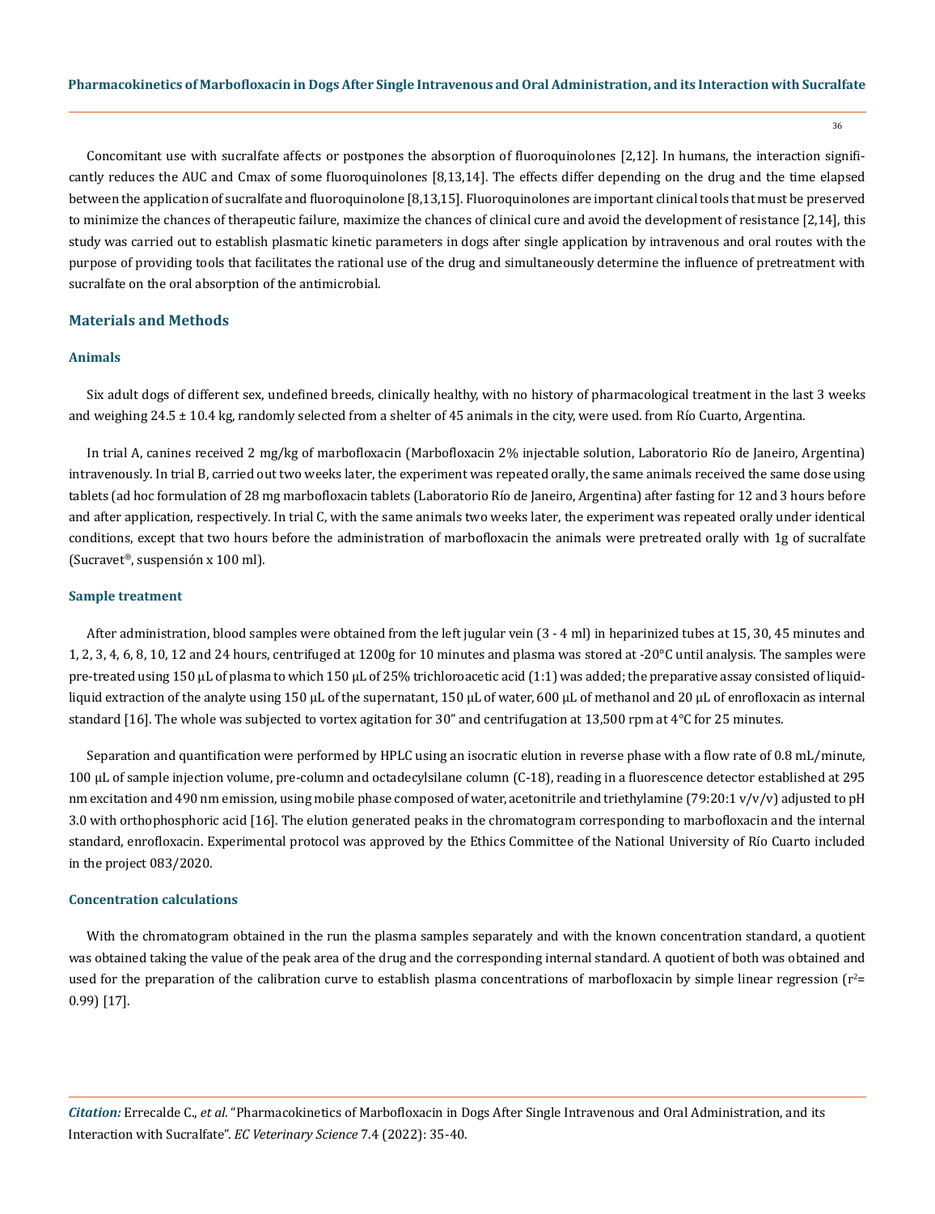Concomitant use with sucralfate affects or postpones the absorption of fluoroquinolones [2,12]. In humans, the interaction significantly reduces the AUC and Cmax of some fluoroquinolones [8,13,14]. The effects differ depending on the drug and the time elapsed between the application of sucralfate and fluoroquinolone [8,13,15]. Fluoroquinolones are important clinical tools that must be preserved to minimize the chances of therapeutic failure, maximize the chances of clinical cure and avoid the development of resistance [2,14], this study was carried out to establish plasmatic kinetic parameters in dogs after single application by intravenous and oral routes with the purpose of providing tools that facilitates the rational use of the drug and simultaneously determine the influence of pretreatment with sucralfate on the oral absorption of the antimicrobial.

## Materials and Methods

### Animals

Six adult dogs of different sex, undefined breeds, clinically healthy, with no history of pharmacological treatment in the last 3 weeks and weighing 24.5 ± 10.4 kg, randomly selected from a shelter of 45 animals in the city, were used. from Río Cuarto, Argentina.

In trial A, canines received 2 mg/kg of marbofloxacin (Marbofloxacin 2% injectable solution, Laboratorio Río de Janeiro, Argentina) intravenously. In trial B, carried out two weeks later, the experiment was repeated orally, the same animals received the same dose using tablets (ad hoc formulation of 28 mg marbofloxacin tablets (Laboratorio Río de Janeiro, Argentina) after fasting for 12 and 3 hours before and after application, respectively. In trial C, with the same animals two weeks later, the experiment was repeated orally under identical conditions, except that two hours before the administration of marbofloxacin the animals were pretreated orally with 1g of sucralfate (Sucravet®, suspensión x 100 ml).

### Sample treatment

After administration, blood samples were obtained from the left jugular vein (3 - 4 ml) in heparinized tubes at 15, 30, 45 minutes and 1, 2, 3, 4, 6, 8, 10, 12 and 24 hours, centrifuged at 1200g for 10 minutes and plasma was stored at -20°C until analysis. The samples were pre-treated using 150 μL of plasma to which 150 μL of 25% trichloroacetic acid (1:1) was added; the preparative assay consisted of liquid-liquid extraction of the analyte using 150 μL of the supernatant, 150 μL of water, 600 μL of methanol and 20 μL of enrofloxacin as internal standard [16]. The whole was subjected to vortex agitation for 30" and centrifugation at 13,500 rpm at 4°C for 25 minutes.

Separation and quantification were performed by HPLC using an isocratic elution in reverse phase with a flow rate of 0.8 mL/minute, 100 μL of sample injection volume, pre-column and octadecylsilane column (C-18), reading in a fluorescence detector established at 295 nm excitation and 490 nm emission, using mobile phase composed of water, acetonitrile and triethylamine (79:20:1 v/v/v) adjusted to pH 3.0 with orthophosphoric acid [16]. The elution generated peaks in the chromatogram corresponding to marbofloxacin and the internal standard, enrofloxacin. Experimental protocol was approved by the Ethics Committee of the National University of Río Cuarto included in the project 083/2020.

### Concentration calculations

With the chromatogram obtained in the run the plasma samples separately and with the known concentration standard, a quotient was obtained taking the value of the peak area of the drug and the corresponding internal standard. A quotient of both was obtained and used for the preparation of the calibration curve to establish plasma concentrations of marbofloxacin by simple linear regression ($r^2$= 0.99) [17].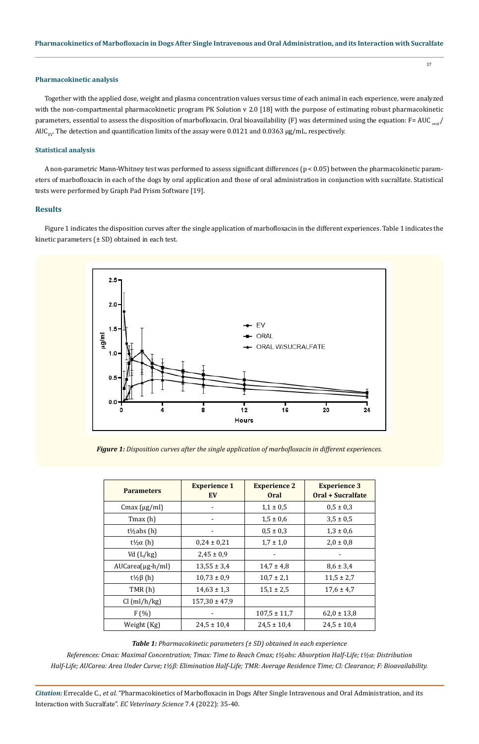### Pharmacokinetic analysis

Together with the applied dose, weight and plasma concentration values versus time of each animal in each experience, were analyzed with the non-compartmental pharmacokinetic program PK Solution v 2.0 [18] with the purpose of estimating robust pharmacokinetic parameters, essential to assess the disposition of marbofloxacin. Oral bioavailability (F) was determined using the equation: $F = AUC_{oral} / AUC_{EV}$. The detection and quantification limits of the assay were 0.0121 and 0.0363 μg/mL, respectively.

### Statistical analysis

A non-parametric Mann-Whitney test was performed to assess significant differences ($p < 0.05$) between the pharmacokinetic parameters of marbofloxacin in each of the dogs by oral application and those of oral administration in conjunction with sucralfate. Statistical tests were performed by Graph Pad Prism Software [19].

## Results

Figure 1 indicates the disposition curves after the single application of marbofloxacin in the different experiences. Table 1 indicates the kinetic parameters (± SD) obtained in each test.

***Figure 1:*** *Disposition curves after the single application of marbofloxacin in different experiences.*

| Parameters | Experience 1 EV | Experience 2 Oral | Experience 3 Oral + Sucralfate |
|---|---|---|---|
| Cmax (μg/ml) | - | 1,1 ± 0,5 | 0,5 ± 0,3 |
| Tmax (h) | - | 1,5 ± 0,6 | 3,5 ± 0,5 |
| t½abs (h) | - | 0,5 ± 0,3 | 1,3 ± 0,6 |
| t½α (h) | 0,24 ± 0,21 | 1,7 ± 1,0 | 2,0 ± 0,8 |
| Vd (L/kg) | 2,45 ± 0,9 | - | - |
| AUCarea(μg-h/ml) | 13,55 ± 3,4 | 14,7 ± 4,8 | 8,6 ± 3,4 |
| t½β (h) | 10,73 ± 0,9 | 10,7 ± 2,1 | 11,5 ± 2,7 |
| TMR (h) | 14,63 ± 1,3 | 15,1 ± 2,5 | 17,6 ± 4,7 |
| Cl (ml/h/kg) | 157,30 ± 47,9 | | |
| F (%) | - | 107,5 ± 11,7 | 62,0 ± 13,8 |
| Weight (Kg) | 24,5 ± 10,4 | 24,5 ± 10,4 | 24,5 ± 10,4 |

***Table 1:*** *Pharmacokinetic parameters (± SD) obtained in each experience*

*References: Cmax: Maximal Concentration; Tmax: Time to Reach Cmax; t½abs: Absorption Half-Life; t½α: Distribution Half-Life; AUCarea: Area Under Curve; t½β: Elimination Half-Life; TMR: Average Residence Time; Cl: Clearance; F: Bioavailability.*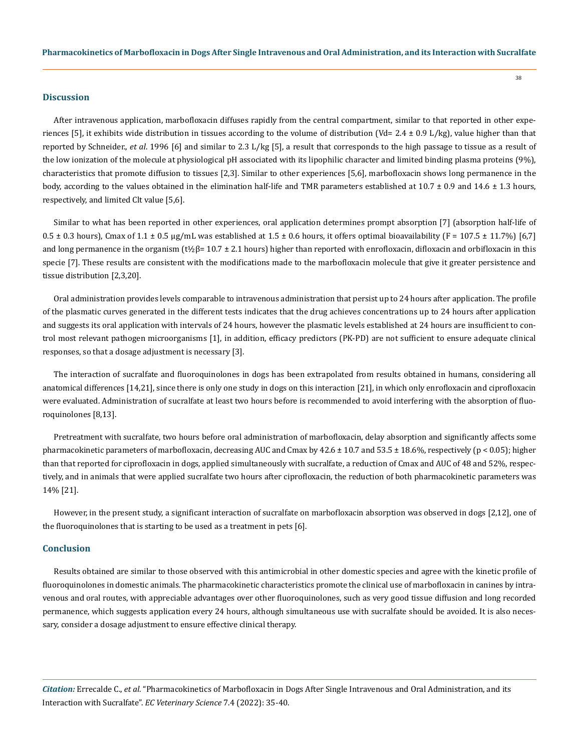## Discussion

After intravenous application, marbofloxacin diffuses rapidly from the central compartment, similar to that reported in other experiences [5], it exhibits wide distribution in tissues according to the volume of distribution (Vd= 2.4 ± 0.9 L/kg), value higher than that reported by Schneider., *et al*. 1996 [6] and similar to 2.3 L/kg [5], a result that corresponds to the high passage to tissue as a result of the low ionization of the molecule at physiological pH associated with its lipophilic character and limited binding plasma proteins (9%), characteristics that promote diffusion to tissues [2,3]. Similar to other experiences [5,6], marbofloxacin shows long permanence in the body, according to the values obtained in the elimination half-life and TMR parameters established at 10.7 ± 0.9 and 14.6 ± 1.3 hours, respectively, and limited Clt value [5,6].

Similar to what has been reported in other experiences, oral application determines prompt absorption [7] (absorption half-life of 0.5 ± 0.3 hours), Cmax of 1.1 ± 0.5 μg/mL was established at 1.5 ± 0.6 hours, it offers optimal bioavailability (F = 107.5 ± 11.7%) [6,7] and long permanence in the organism ($t_{1/2}\beta$= 10.7 ± 2.1 hours) higher than reported with enrofloxacin, difloxacin and orbifloxacin in this specie [7]. These results are consistent with the modifications made to the marbofloxacin molecule that give it greater persistence and tissue distribution [2,3,20].

Oral administration provides levels comparable to intravenous administration that persist up to 24 hours after application. The profile of the plasmatic curves generated in the different tests indicates that the drug achieves concentrations up to 24 hours after application and suggests its oral application with intervals of 24 hours, however the plasmatic levels established at 24 hours are insufficient to control most relevant pathogen microorganisms [1], in addition, efficacy predictors (PK-PD) are not sufficient to ensure adequate clinical responses, so that a dosage adjustment is necessary [3].

The interaction of sucralfate and fluoroquinolones in dogs has been extrapolated from results obtained in humans, considering all anatomical differences [14,21], since there is only one study in dogs on this interaction [21], in which only enrofloxacin and ciprofloxacin were evaluated. Administration of sucralfate at least two hours before is recommended to avoid interfering with the absorption of fluoroquinolones [8,13].

Pretreatment with sucralfate, two hours before oral administration of marbofloxacin, delay absorption and significantly affects some pharmacokinetic parameters of marbofloxacin, decreasing AUC and Cmax by 42.6 ± 10.7 and 53.5 ± 18.6%, respectively ($p < 0.05$); higher than that reported for ciprofloxacin in dogs, applied simultaneously with sucralfate, a reduction of Cmax and AUC of 48 and 52%, respectively, and in animals that were applied sucralfate two hours after ciprofloxacin, the reduction of both pharmacokinetic parameters was 14% [21].

However, in the present study, a significant interaction of sucralfate on marbofloxacin absorption was observed in dogs [2,12], one of the fluoroquinolones that is starting to be used as a treatment in pets [6].

## Conclusion

Results obtained are similar to those observed with this antimicrobial in other domestic species and agree with the kinetic profile of fluoroquinolones in domestic animals. The pharmacokinetic characteristics promote the clinical use of marbofloxacin in canines by intravenous and oral routes, with appreciable advantages over other fluoroquinolones, such as very good tissue diffusion and long recorded permanence, which suggests application every 24 hours, although simultaneous use with sucralfate should be avoided. It is also necessary, consider a dosage adjustment to ensure effective clinical therapy.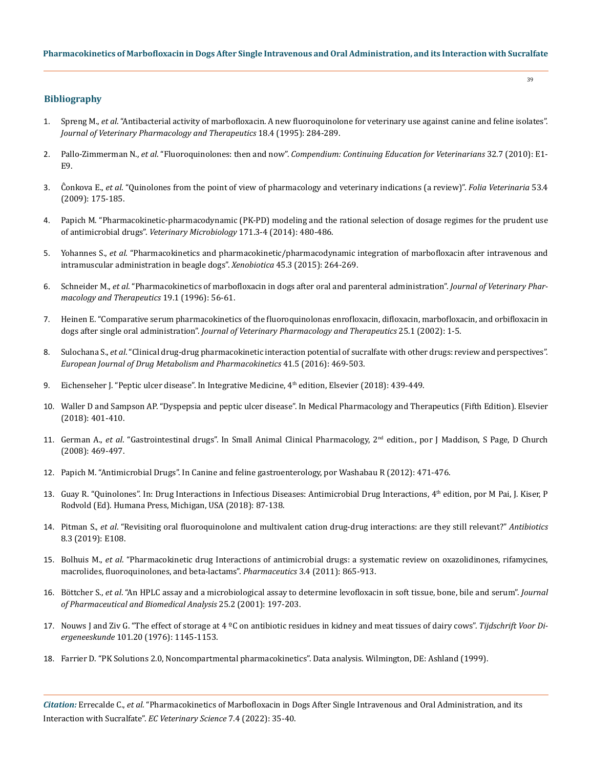## Bibliography

1. Spreng M., *et al*. "Antibacterial activity of marbofloxacin. A new fluoroquinolone for veterinary use against canine and feline isolates". *Journal of Veterinary Pharmacology and Therapeutics* 18.4 (1995): 284-289.

2. Pallo-Zimmerman N., *et al*. "Fluoroquinolones: then and now". *Compendium: Continuing Education for Veterinarians* 32.7 (2010): E1-E9.

3. Ĉonkova E., *et al*. "Quinolones from the point of view of pharmacology and veterinary indications (a review)". *Folia Veterinaria* 53.4 (2009): 175-185.

4. Papich M. "Pharmacokinetic-pharmacodynamic (PK-PD) modeling and the rational selection of dosage regimes for the prudent use of antimicrobial drugs". *Veterinary Microbiology* 171.3-4 (2014): 480-486.

5. Yohannes S., *et al*. "Pharmacokinetics and pharmacokinetic/pharmacodynamic integration of marbofloxacin after intravenous and intramuscular administration in beagle dogs". *Xenobiotica* 45.3 (2015): 264-269.

6. Schneider M., *et al*. "Pharmacokinetics of marbofloxacin in dogs after oral and parenteral administration". *Journal of Veterinary Pharmacology and Therapeutics* 19.1 (1996): 56-61.

7. Heinen E. "Comparative serum pharmacokinetics of the fluoroquinolonas enrofloxacin, difloxacin, marbofloxacin, and orbifloxacin in dogs after single oral administration". *Journal of Veterinary Pharmacology and Therapeutics* 25.1 (2002): 1-5.

8. Sulochana S., *et al*. "Clinical drug-drug pharmacokinetic interaction potential of sucralfate with other drugs: review and perspectives". *European Journal of Drug Metabolism and Pharmacokinetics* 41.5 (2016): 469-503.

9. Eichenseher J. "Peptic ulcer disease". In Integrative Medicine, 4th edition, Elsevier (2018): 439-449.

10. Waller D and Sampson AP. "Dyspepsia and peptic ulcer disease". In Medical Pharmacology and Therapeutics (Fifth Edition). Elsevier (2018): 401-410.

11. German A., *et al*. "Gastrointestinal drugs". In Small Animal Clinical Pharmacology, 2nd edition., por J Maddison, S Page, D Church (2008): 469-497.

12. Papich M. "Antimicrobial Drugs". In Canine and feline gastroenterology, por Washabau R (2012): 471-476.

13. Guay R. "Quinolones". In: Drug Interactions in Infectious Diseases: Antimicrobial Drug Interactions, 4th edition, por M Pai, J. Kiser, P Rodvold (Ed). Humana Press, Michigan, USA (2018): 87-138.

14. Pitman S., *et al*. "Revisiting oral fluoroquinolone and multivalent cation drug-drug interactions: are they still relevant?" *Antibiotics* 8.3 (2019): E108.

15. Bolhuis M., *et al*. "Pharmacokinetic drug Interactions of antimicrobial drugs: a systematic review on oxazolidinones, rifamycines, macrolides, fluoroquinolones, and beta-lactams". *Pharmaceutics* 3.4 (2011): 865-913.

16. Böttcher S., *et al*. "An HPLC assay and a microbiological assay to determine levofloxacin in soft tissue, bone, bile and serum". *Journal of Pharmaceutical and Biomedical Analysis* 25.2 (2001): 197-203.

17. Nouws J and Ziv G. "The effect of storage at 4 ºC on antibiotic residues in kidney and meat tissues of dairy cows". *Tijdschrift Voor Diergeneeskunde* 101.20 (1976): 1145-1153.

18. Farrier D. "PK Solutions 2.0, Noncompartmental pharmacokinetics". Data analysis. Wilmington, DE: Ashland (1999).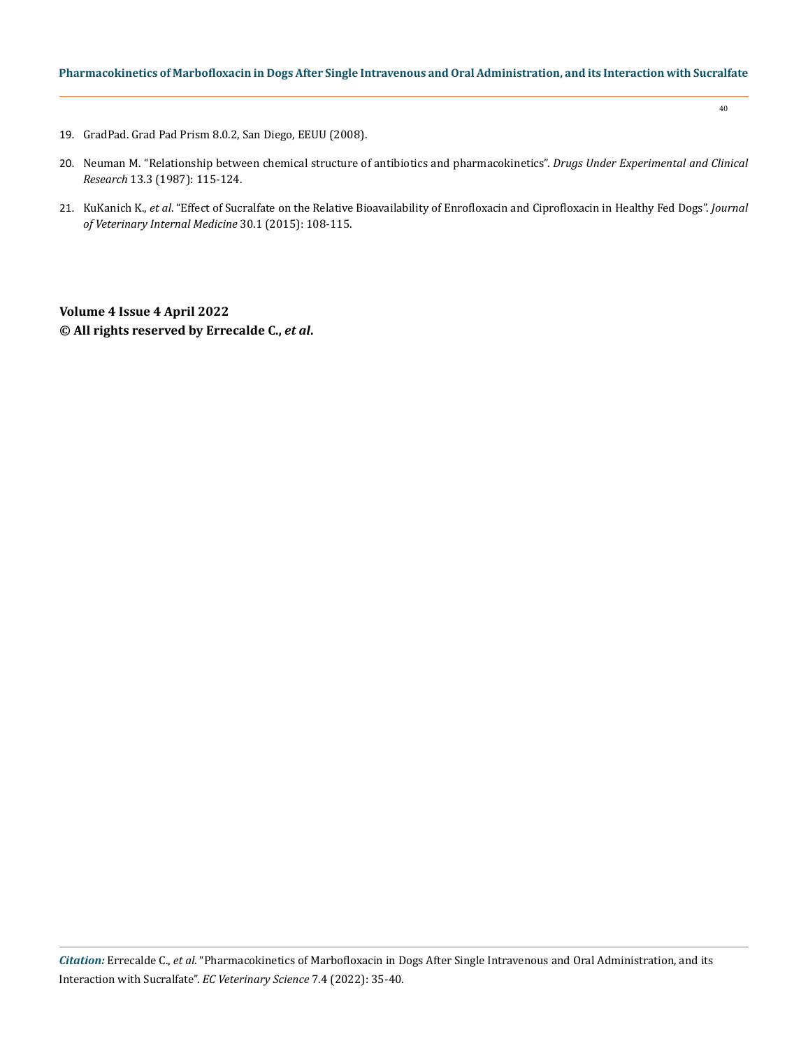19. GradPad. Grad Pad Prism 8.0.2, San Diego, EEUU (2008).

20. Neuman M. "Relationship between chemical structure of antibiotics and pharmacokinetics". *Drugs Under Experimental and Clinical Research* 13.3 (1987): 115-124.

21. KuKanich K., *et al*. "Effect of Sucralfate on the Relative Bioavailability of Enrofloxacin and Ciprofloxacin in Healthy Fed Dogs". *Journal of Veterinary Internal Medicine* 30.1 (2015): 108-115.

**Volume 4 Issue 4 April 2022**
**© All rights reserved by Errecalde C., *et al*.**